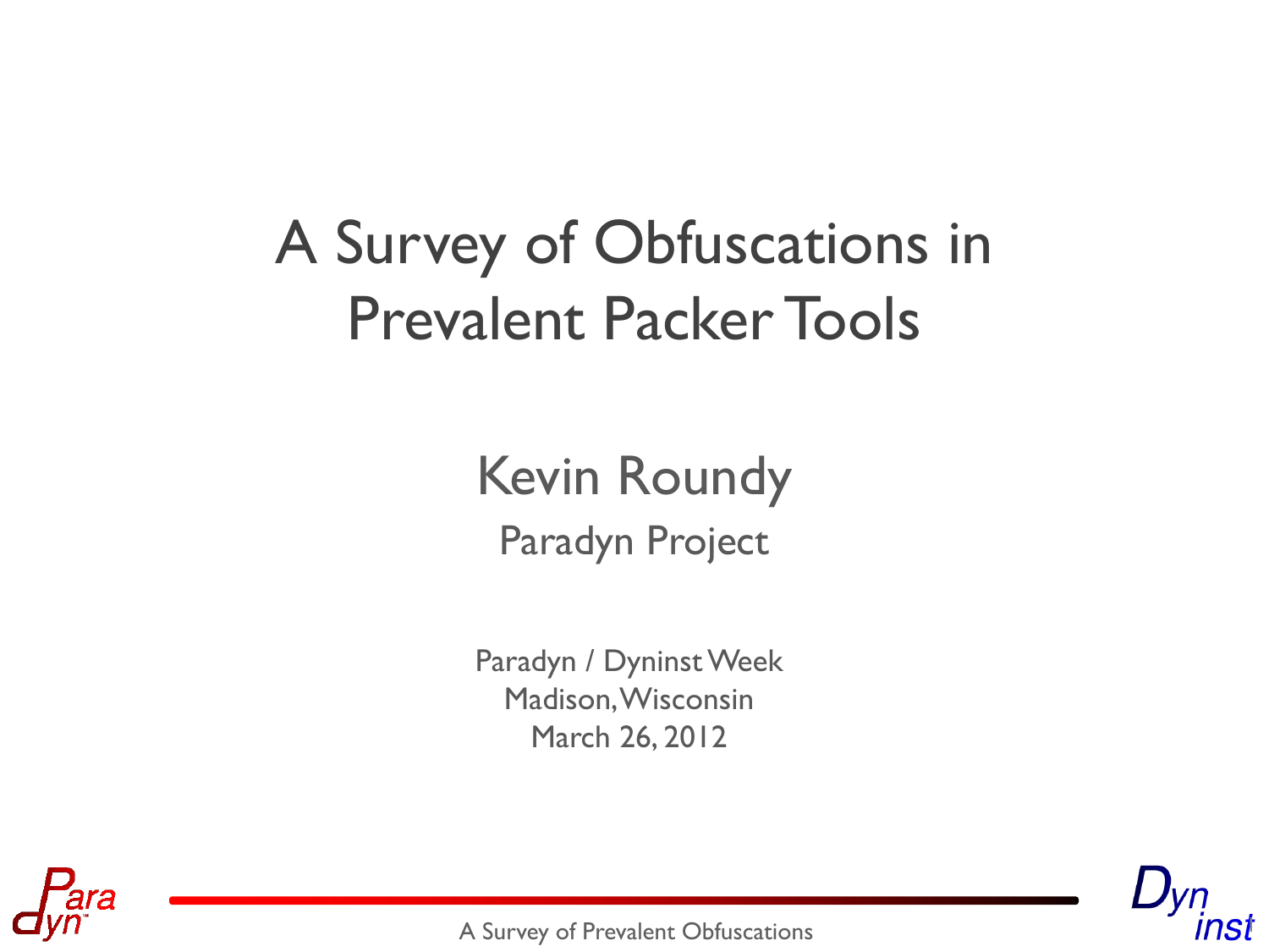# A Survey of Obfuscations in Prevalent Packer Tools

Kevin Roundy

Paradyn Project

Paradyn / Dyninst Week
Madison, Wisconsin
March 26, 2012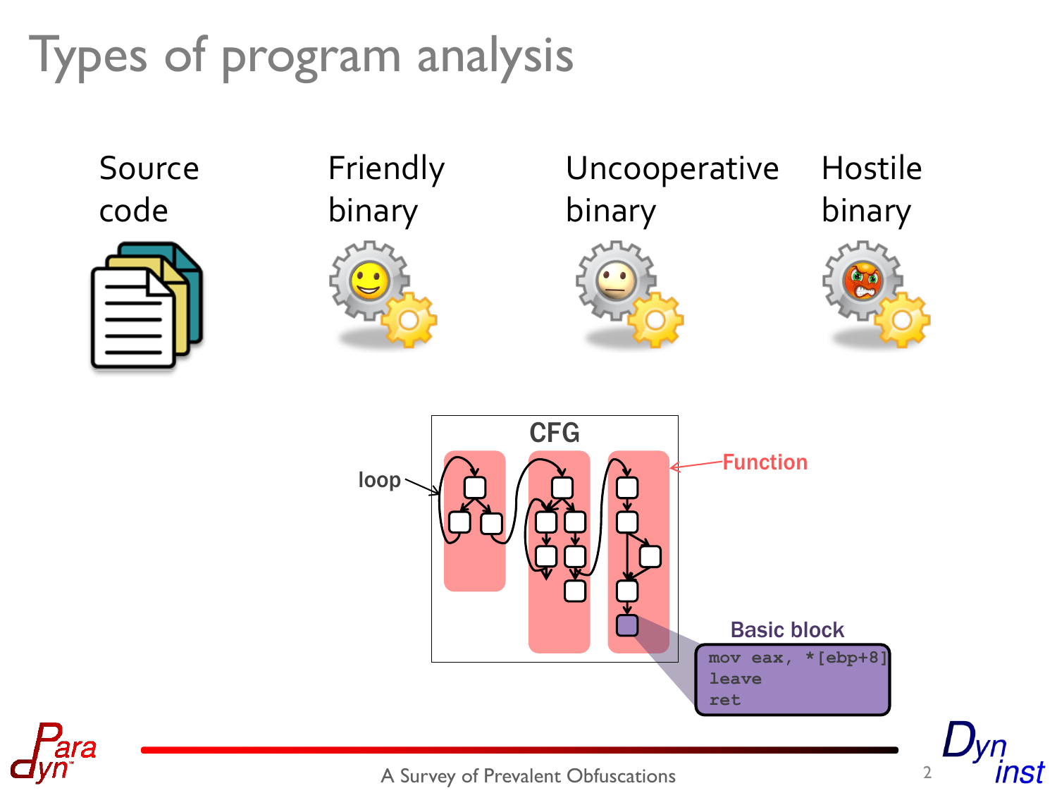# Types of program analysis

Source code

Friendly binary

Uncooperative binary

Hostile binary

CFG

loop

Function

Basic block

```
mov eax, *[ebp+8]
leave
ret
```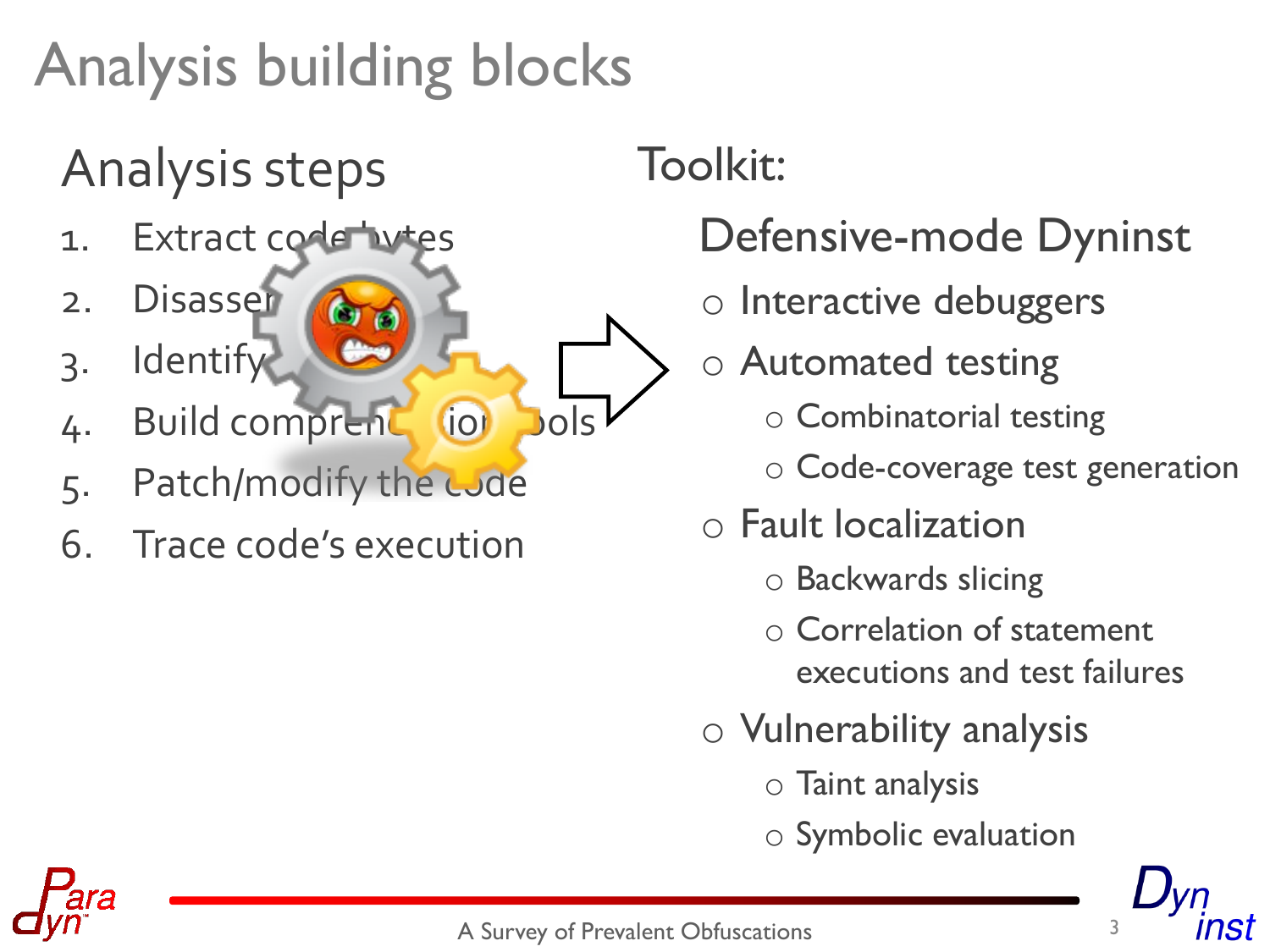# Analysis building blocks

## Analysis steps

1. Extract code bytes
2. Disassemble
3. Identify
4. Build comprehension tools
5. Patch/modify the code
6. Trace code's execution

## Toolkit:

### Defensive-mode Dyninst

- Interactive debuggers
- Automated testing
  - Combinatorial testing
  - Code-coverage test generation
- Fault localization
  - Backwards slicing
  - Correlation of statement executions and test failures
- Vulnerability analysis
  - Taint analysis
  - Symbolic evaluation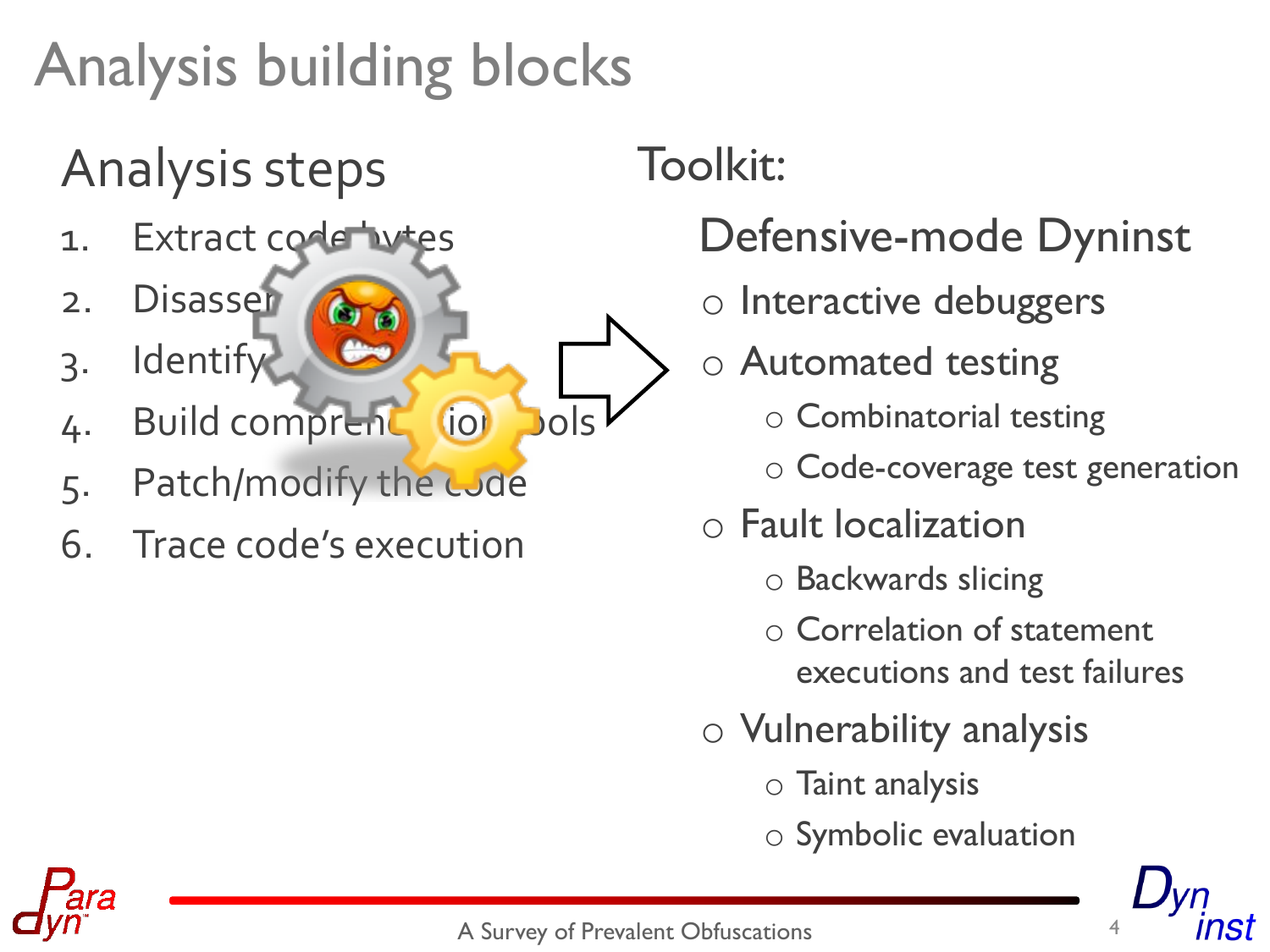# Analysis building blocks

## Analysis steps

1. Extract code bytes
2. Disassemble
3. Identify
4. Build comprehension tools
5. Patch/modify the code
6. Trace code's execution

## Toolkit:

### Defensive-mode Dyninst

- Interactive debuggers
- Automated testing
  - Combinatorial testing
  - Code-coverage test generation
- Fault localization
  - Backwards slicing
  - Correlation of statement executions and test failures
- Vulnerability analysis
  - Taint analysis
  - Symbolic evaluation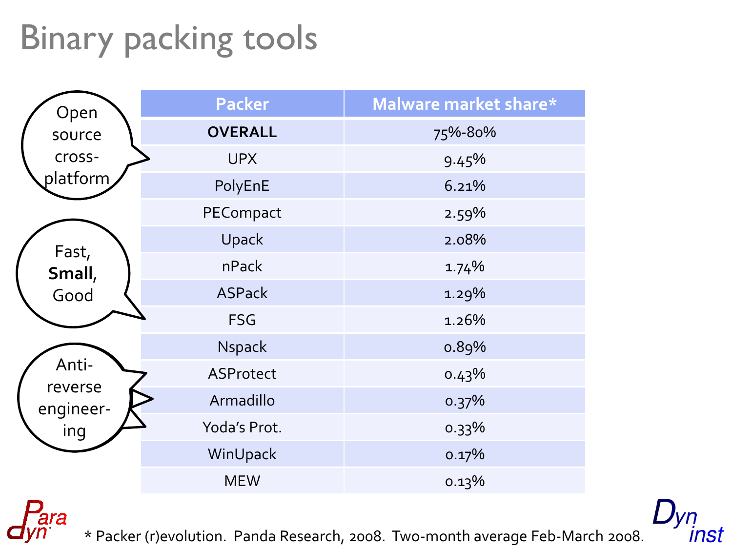# Binary packing tools

Open source cross-platform

Fast, **Small**, Good

Anti-reverse engineer-ing

| Packer | Malware market share* |
|---|---|
| **OVERALL** | 75%-80% |
| UPX | 9.45% |
| PolyEnE | 6.21% |
| PECompact | 2.59% |
| Upack | 2.08% |
| nPack | 1.74% |
| ASPack | 1.29% |
| FSG | 1.26% |
| Nspack | 0.89% |
| ASProtect | 0.43% |
| Armadillo | 0.37% |
| Yoda's Prot. | 0.33% |
| WinUpack | 0.17% |
| MEW | 0.13% |

* Packer (r)evolution. Panda Research, 2008. Two-month average Feb-March 2008.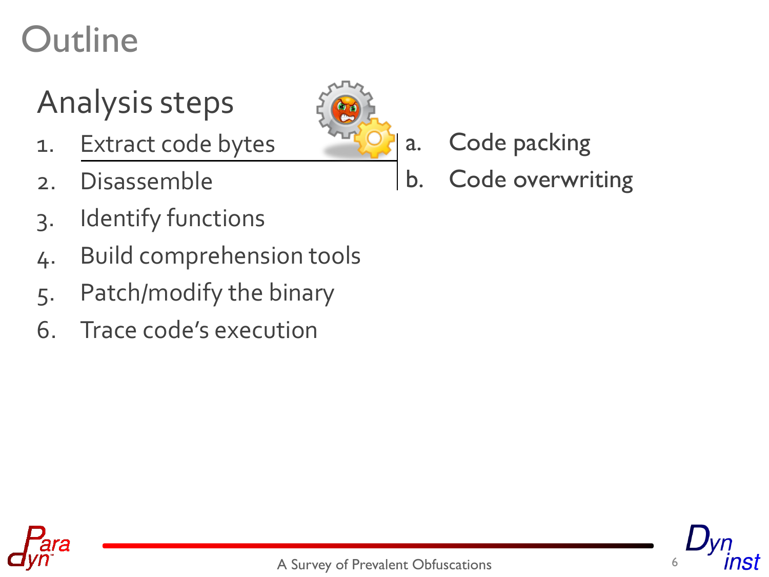# Outline

## Analysis steps

1. Extract code bytes
   - a. Code packing
   - b. Code overwriting
2. Disassemble
3. Identify functions
4. Build comprehension tools
5. Patch/modify the binary
6. Trace code's execution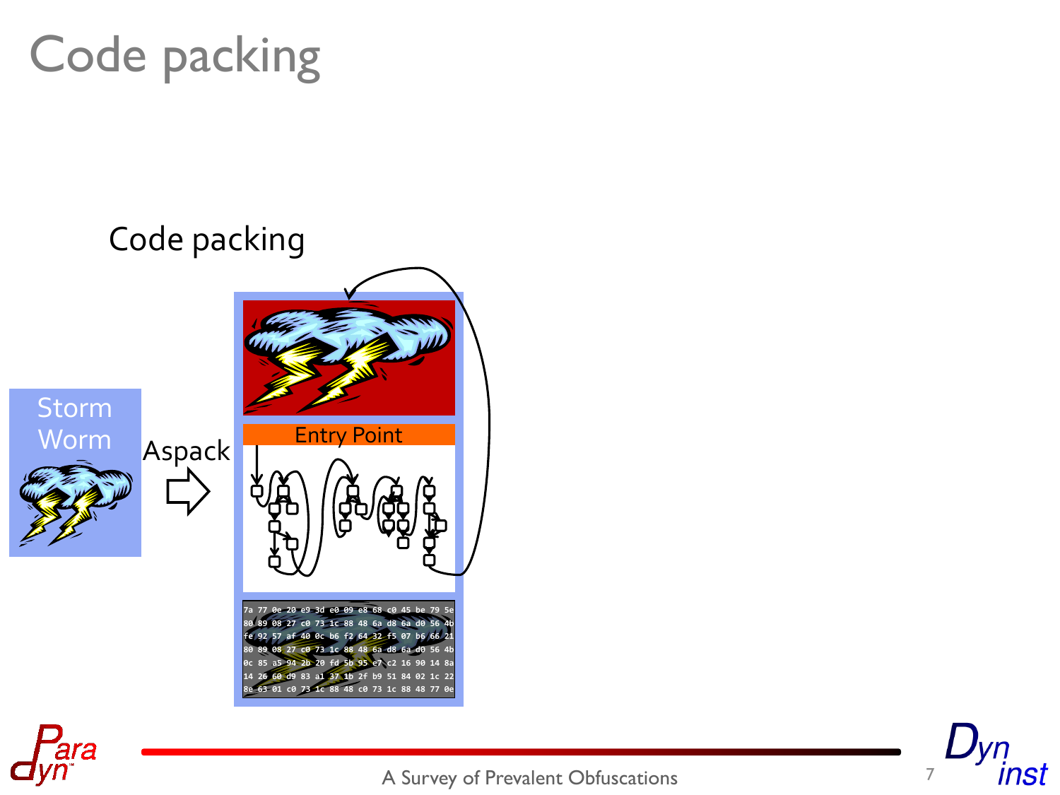# Code packing

Code packing

Storm Worm

Aspack

Entry Point

```
7a 77 0e 20 e9 3d e0 09 e8 68 c0 45 be 79 5e
80 89 08 27 c0 73 1c 88 48 6a d8 6a d0 56 4b
fe 92 57 af 40 0c b6 f2 64 32 f5 07 b6 66 21
80 89 08 27 c0 73 1c 88 48 6a d8 6a d0 56 4b
0c 85 a5 94 2b 20 fd 5b 95 e7 c2 16 90 14 8a
14 26 60 d9 83 a1 37 1b 2f b9 51 84 02 1c 22
8e 63 01 c0 73 1c 88 48 c0 73 1c 88 48 77 0e
```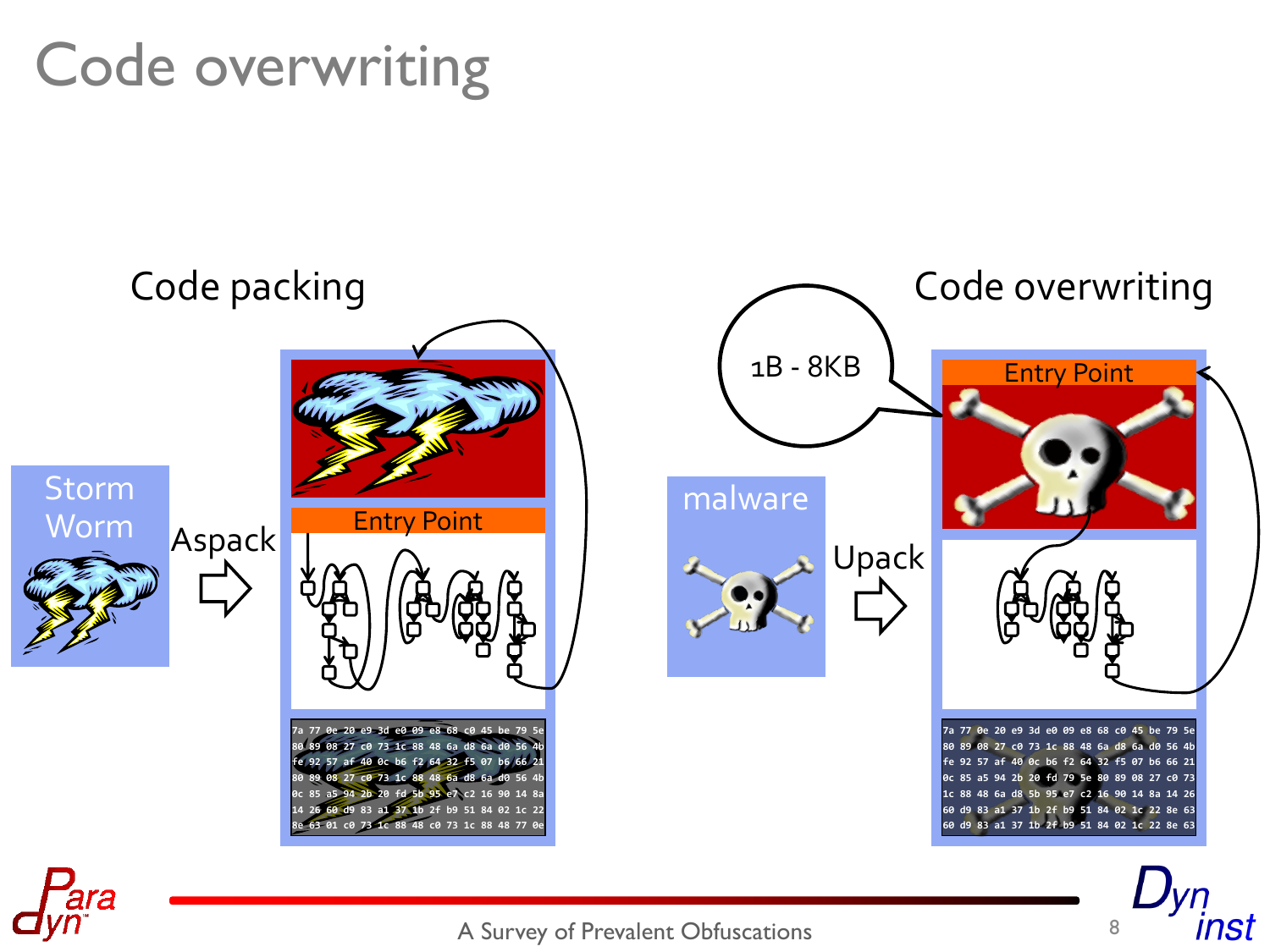# Code overwriting

Code packing

Storm Worm

Aspack

Entry Point

```
7a 77 0e 20 e9 3d e0 09 e8 68 c0 45 be 79 5e
80 89 08 27 c0 73 1c 88 48 6a d8 6a d0 56 4b
fe 92 57 af 40 0c b6 f2 64 32 f5 07 b6 66 21
80 89 08 27 c0 73 1c 88 48 6a d8 6a d0 56 4b
0c 85 a5 94 2b 20 fd 5b 95 e7 c2 16 90 14 8a
14 26 60 d9 83 a1 37 1b 2f b9 51 84 02 1c 22
8e 63 01 c0 73 1c 88 48 c0 73 1c 88 48 77 0e
```

Code overwriting

1B - 8KB

malware

Upack

Entry Point

```
7a 77 0e 20 e9 3d e0 09 e8 68 c0 45 be 79 5e
80 89 08 27 c0 73 1c 88 48 6a d8 6a d0 56 4b
fe 92 57 af 40 0c b6 f2 64 32 f5 07 b6 66 21
0c 85 a5 94 2b 20 fd 79 5e 80 89 08 27 c0 73
1c 88 48 6a d8 5b 95 e7 c2 16 90 14 8a 14 26
60 d9 83 a1 37 1b 2f b9 51 84 02 1c 22 8e 63
60 d9 83 a1 37 1b 2f b9 51 84 02 1c 22 8e 63
```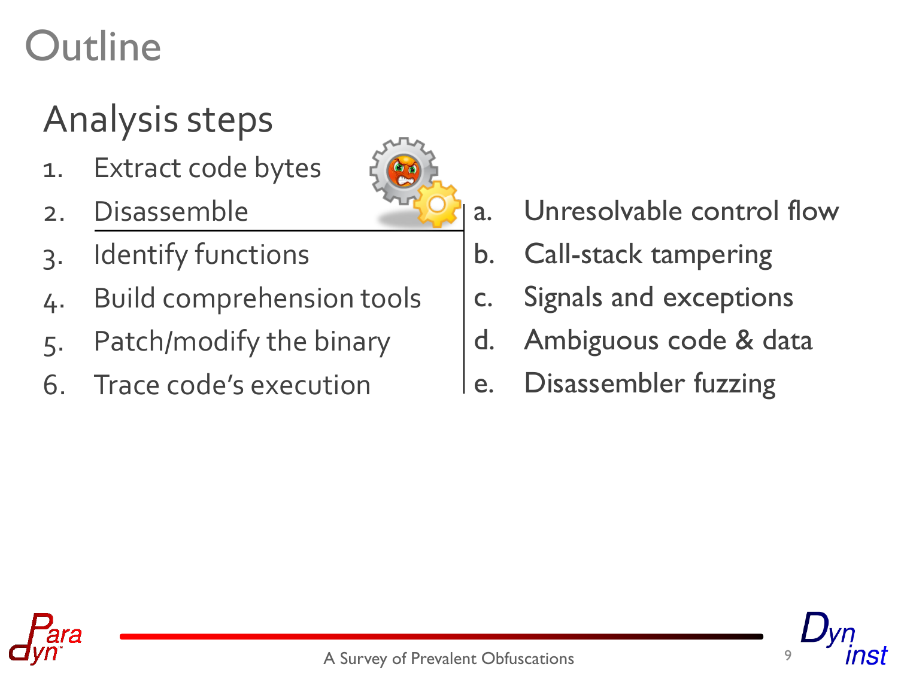# Outline

## Analysis steps

1. Extract code bytes
2. Disassemble
3. Identify functions
4. Build comprehension tools
5. Patch/modify the binary
6. Trace code's execution

a. Unresolvable control flow

b. Call-stack tampering

c. Signals and exceptions

d. Ambiguous code & data

e. Disassembler fuzzing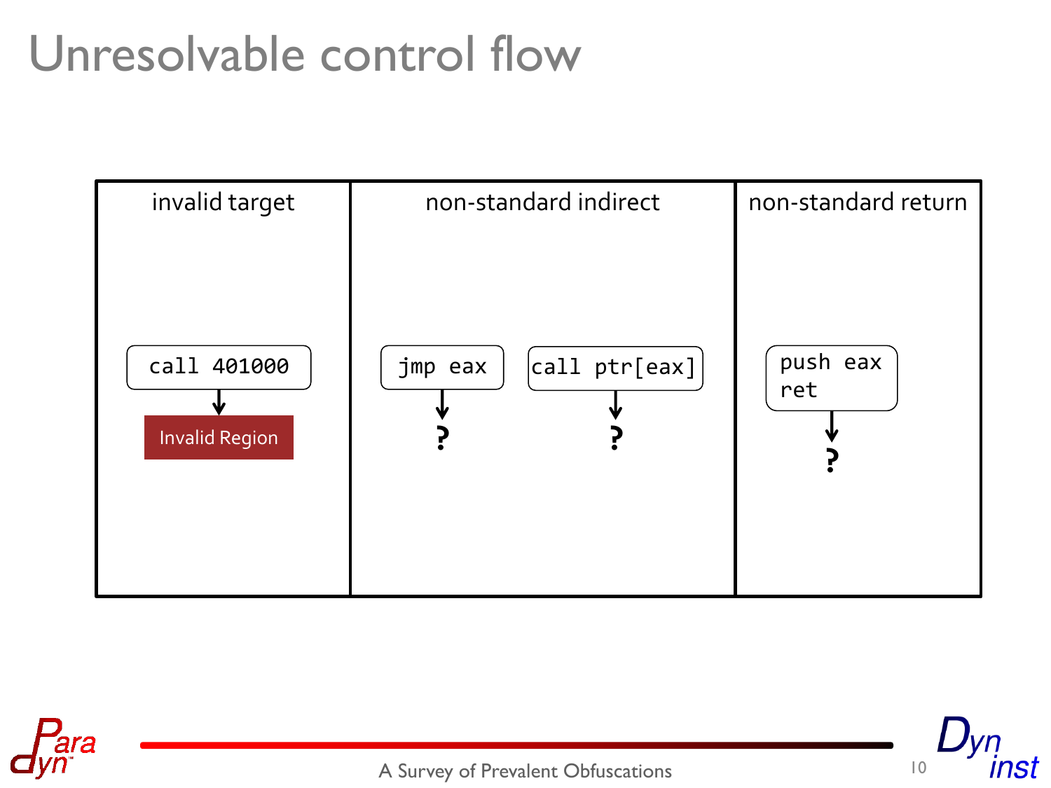# Unresolvable control flow

| invalid target | non-standard indirect | | non-standard return |
| --- | --- | --- | --- |
| `call 401000` | `jmp eax` | `call ptr[eax]` | `push eax`<br>`ret` |
| ↓ | ↓ | ↓ | ↓ |
| Invalid Region | ? | ? | ? |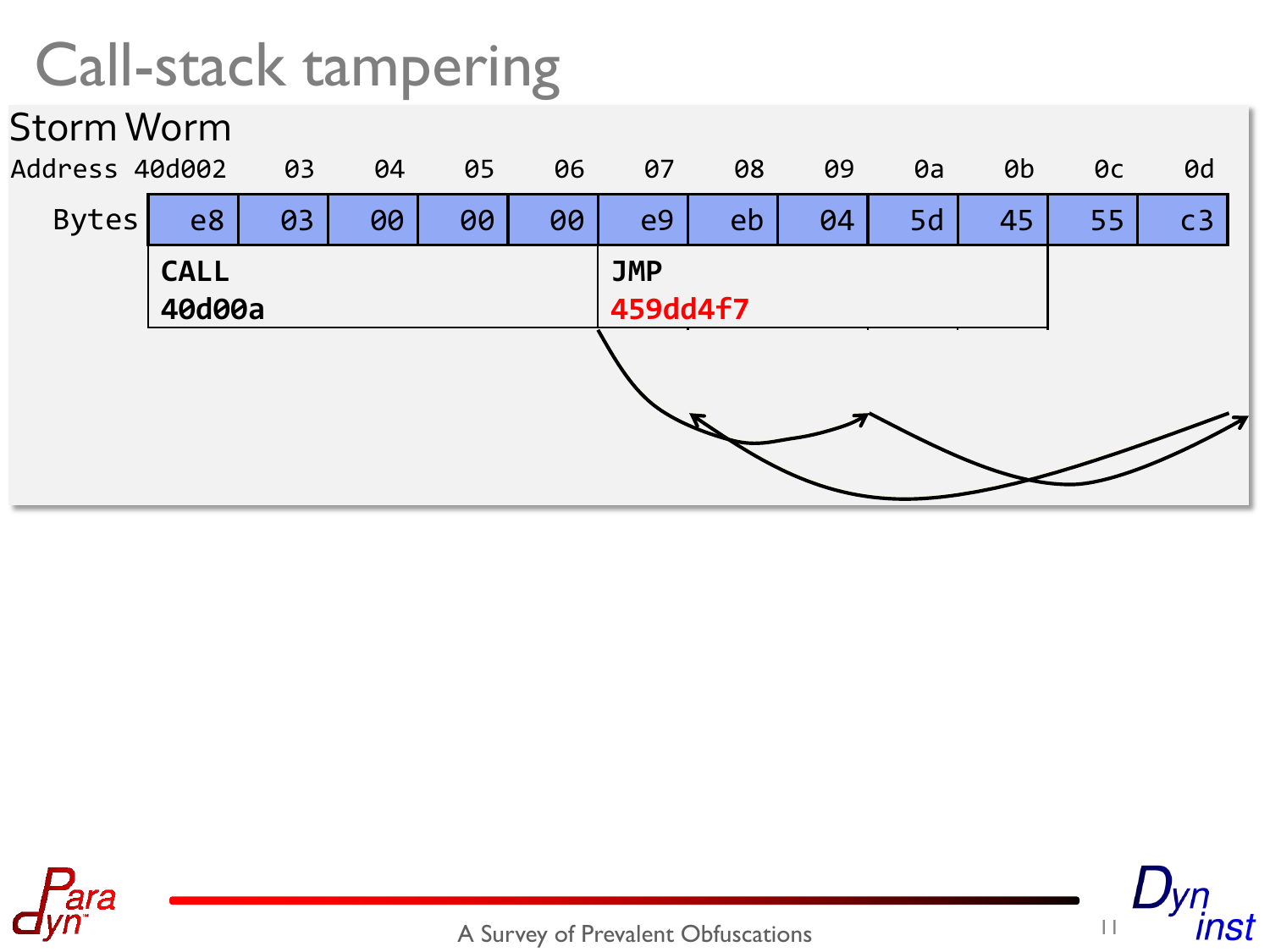# Call-stack tampering

## Storm Worm

| Address | 40d002 | 03 | 04 | 05 | 06 | 07 | 08 | 09 | 0a | 0b | 0c | 0d |
|---|---|---|---|---|---|---|---|---|---|---|---|---|
| Bytes | e8 | 03 | 00 | 00 | 00 | e9 | eb | 04 | 5d | 45 | 55 | c3 |
| | **CALL 40d00a** | | | | | **JMP 459dd4f7** | | | | | | |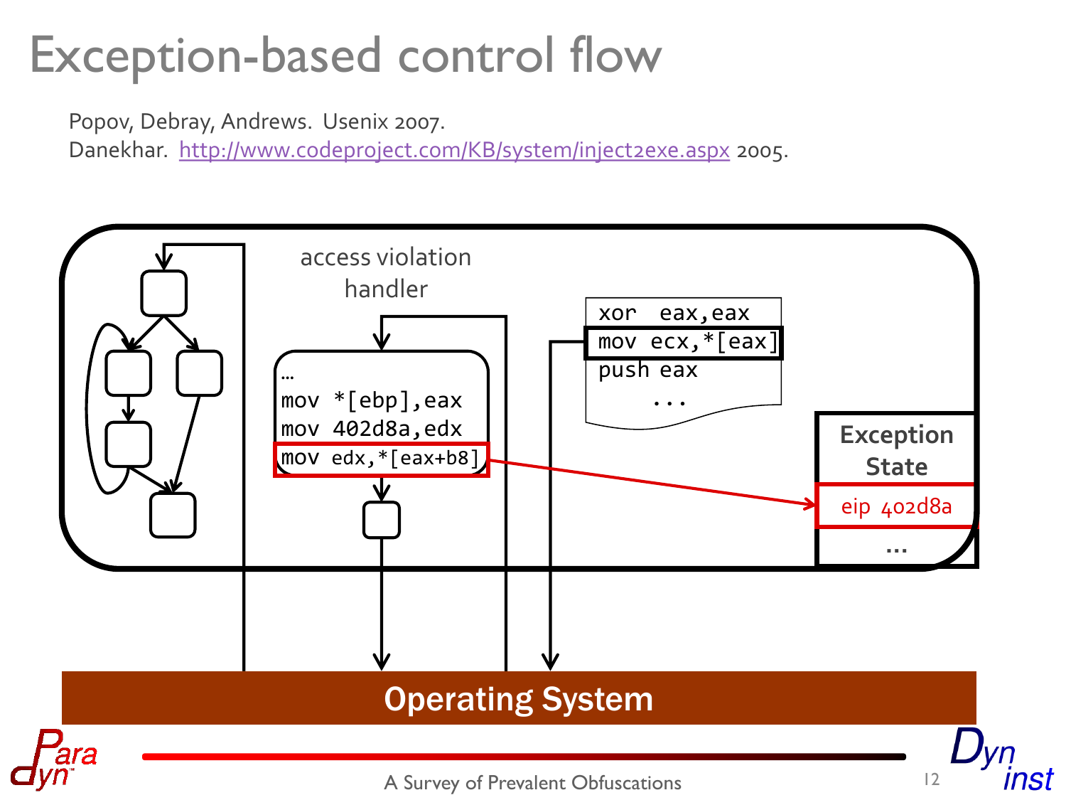# Exception-based control flow

Popov, Debray, Andrews. Usenix 2007.
Danekhar. http://www.codeproject.com/KB/system/inject2exe.aspx 2005.

access violation handler

```
…
mov *[ebp],eax
mov 402d8a,edx
mov edx,*[eax+b8]
```

```
xor  eax,eax
mov ecx,*[eax]
push eax
   ...
```

**Exception State**

eip 402d8a

…

**Operating System**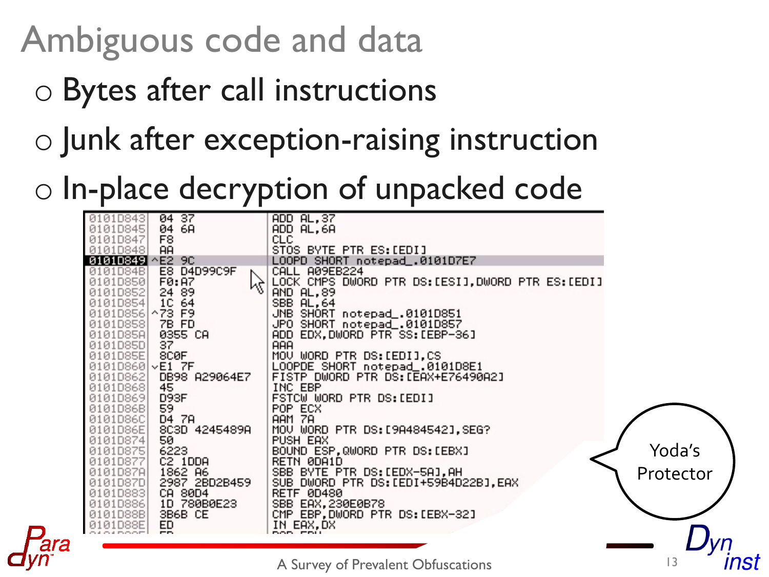# Ambiguous code and data

- Bytes after call instructions
- Junk after exception-raising instruction
- In-place decryption of unpacked code

```
0101D843  04 37          ADD AL,37
0101D845  04 6A          ADD AL,6A
0101D847  F8             CLC
0101D848  AA             STOS BYTE PTR ES:[EDI]
0101D849 ^E2 9C          LOOPD SHORT notepad_.0101D7E7
0101D84B  E8 D4D99C9F    CALL A09EB224
0101D850  F0:A7          LOCK CMPS DWORD PTR DS:[ESI],DWORD PTR ES:[EDI]
0101D852  24 89          AND AL,89
0101D854  1C 64          SBB AL,64
0101D856 ^73 F9          JNB SHORT notepad_.0101D851
0101D858  7B FD          JPO SHORT notepad_.0101D857
0101D85A  0355 CA        ADD EDX,DWORD PTR SS:[EBP-36]
0101D85D  37             AAA
0101D85E  8C0F           MOV WORD PTR DS:[EDI],CS
0101D860 vE1 7F          LOOPDE SHORT notepad_.0101D8E1
0101D862  DB98 A29064E7  FISTP DWORD PTR DS:[EAX+E76490A2]
0101D868  45             INC EBP
0101D869  D93F           FSTCW WORD PTR DS:[EDI]
0101D86B  59             POP ECX
0101D86C  D4 7A          AAM 7A
0101D86E  8C3D 4245489A  MOV WORD PTR DS:[9A484542],SEG?
0101D874  50             PUSH EAX
0101D875  6223           BOUND ESP,QWORD PTR DS:[EBX]
0101D877  C2 1DDA        RETN 0DA1D
0101D87A  1862 A6        SBB BYTE PTR DS:[EDX-5A],AH
0101D87D  2987 2BD2B459  SUB DWORD PTR DS:[EDI+59B4D22B],EAX
0101D883  CA 80D4        RETF 0D480
0101D886  1D 780B0E23    SBB EAX,230E0B78
0101D88B  3B6B CE        CMP EBP,DWORD PTR DS:[EBX-32]
0101D88E  ED             IN EAX,DX
```

Yoda's Protector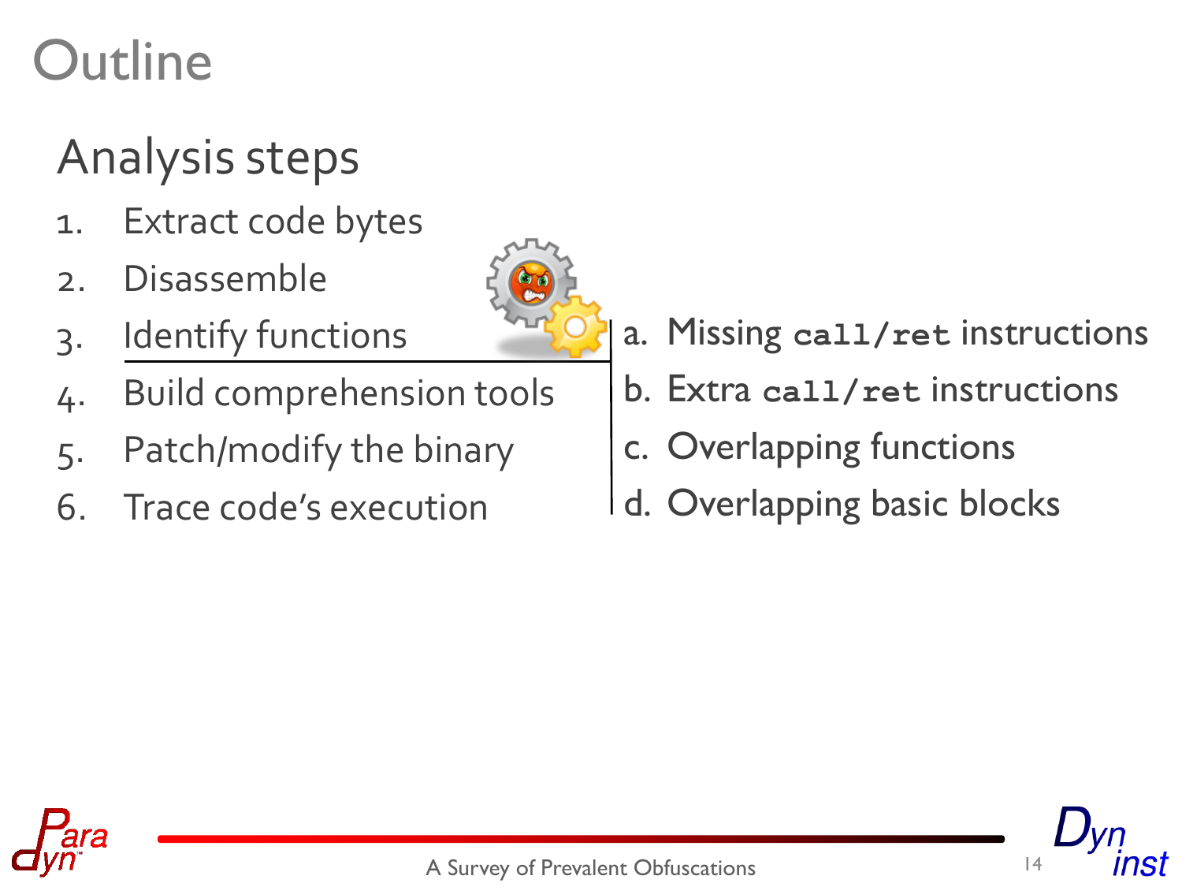# Outline

## Analysis steps

1. Extract code bytes
2. Disassemble
3. Identify functions
   - a. Missing `call/ret` instructions
   - b. Extra `call/ret` instructions
   - c. Overlapping functions
   - d. Overlapping basic blocks
4. Build comprehension tools
5. Patch/modify the binary
6. Trace code's execution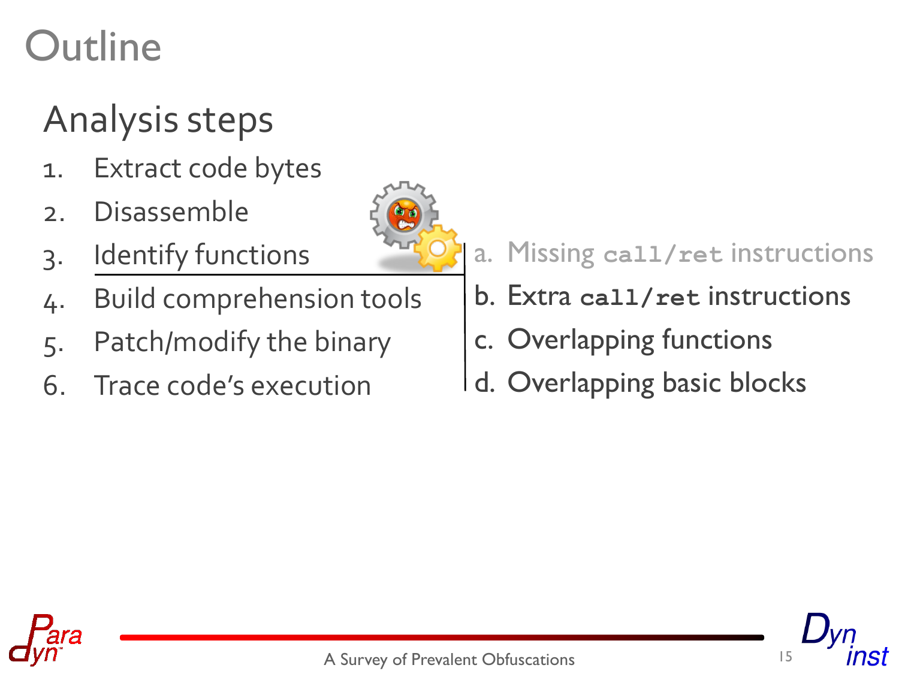# Outline

## Analysis steps

1. Extract code bytes
2. Disassemble
3. Identify functions
4. Build comprehension tools
5. Patch/modify the binary
6. Trace code's execution

a. Missing `call/ret` instructions

b. Extra `call/ret` instructions

c. Overlapping functions

d. Overlapping basic blocks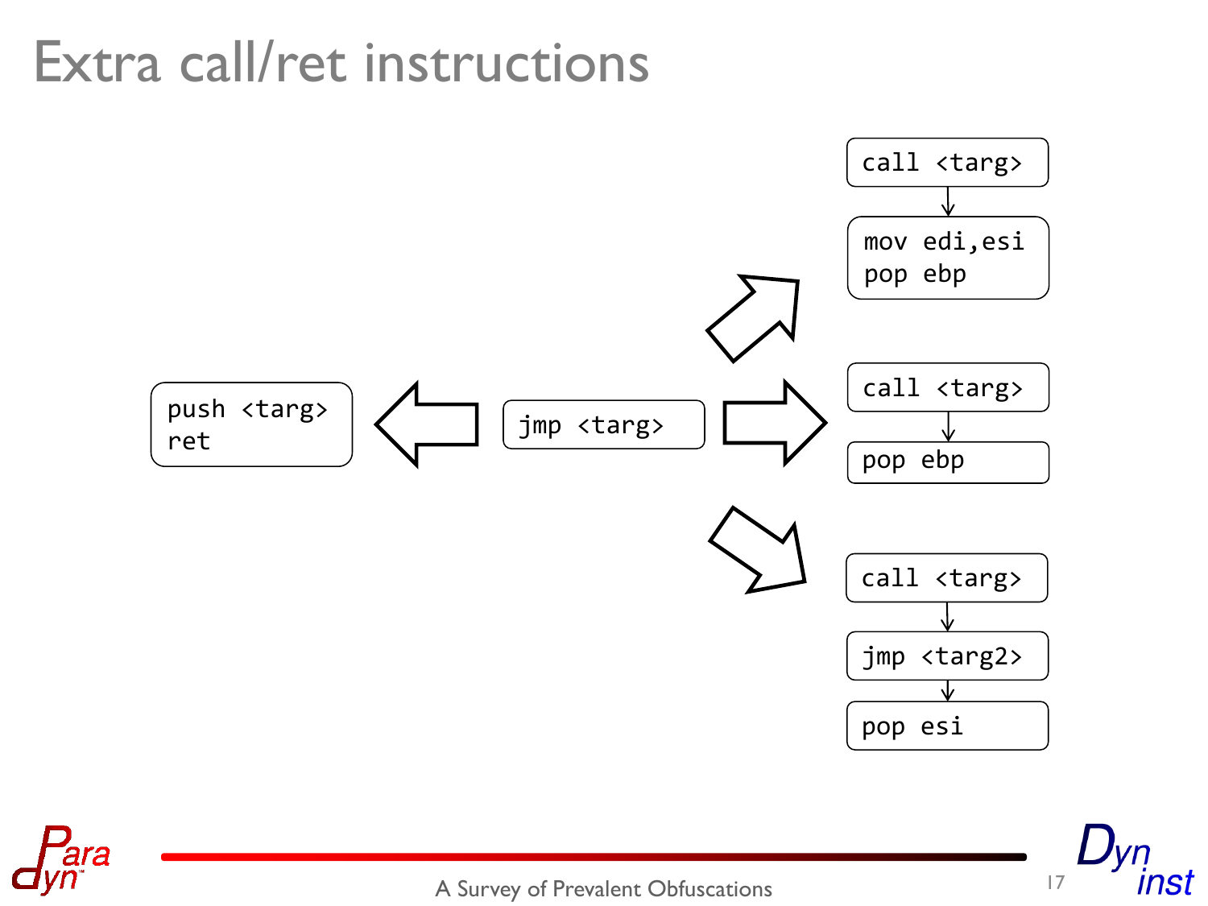# Extra call/ret instructions

```
push <targ>
ret
```

```
jmp <targ>
```

```
call <targg>
mov edi,esi
pop ebp
```

```
call <targ>
pop ebp
```

```
call <targ>
jmp <targ2>
pop esi
```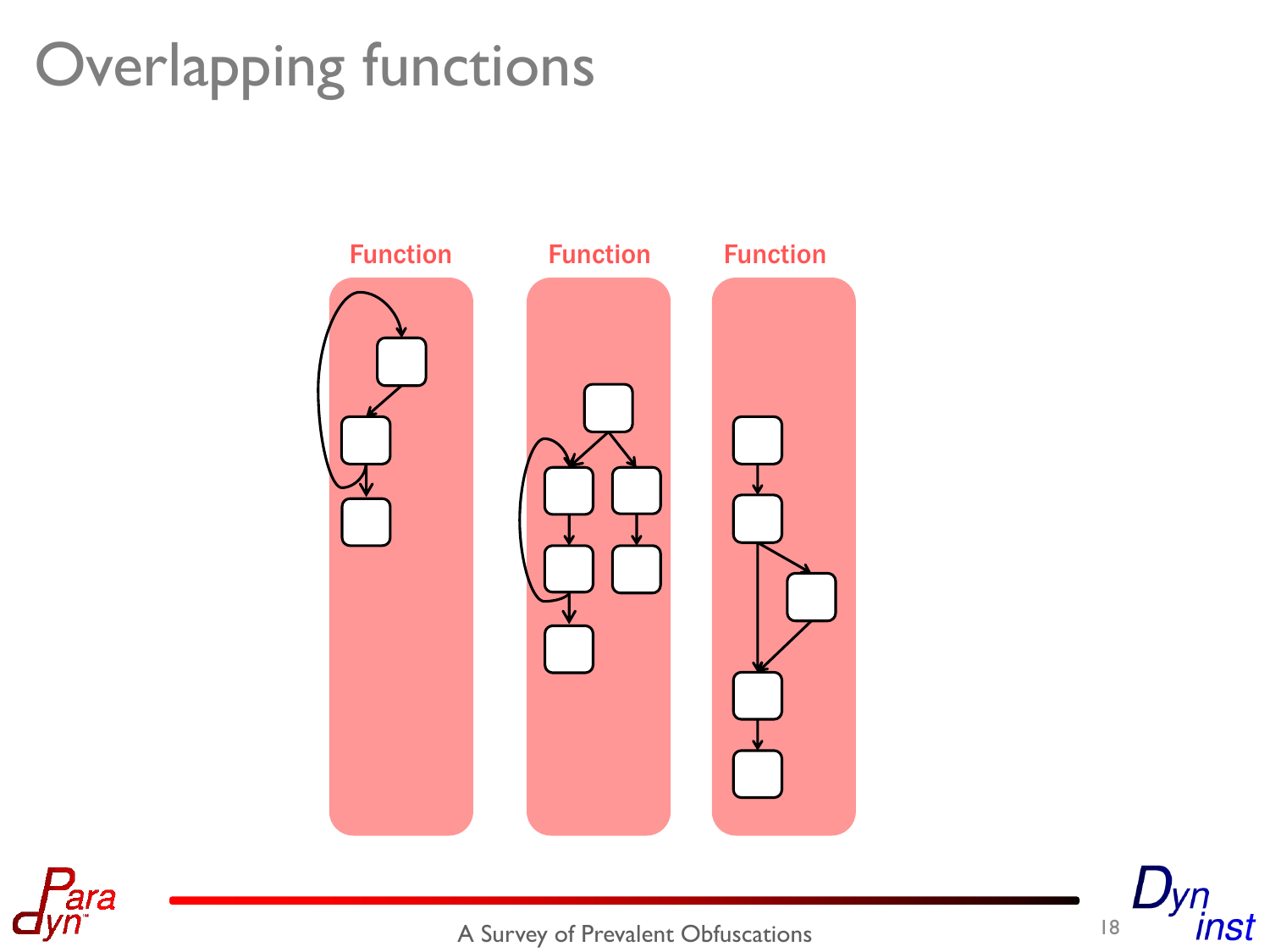# Overlapping functions

Function

Function

Function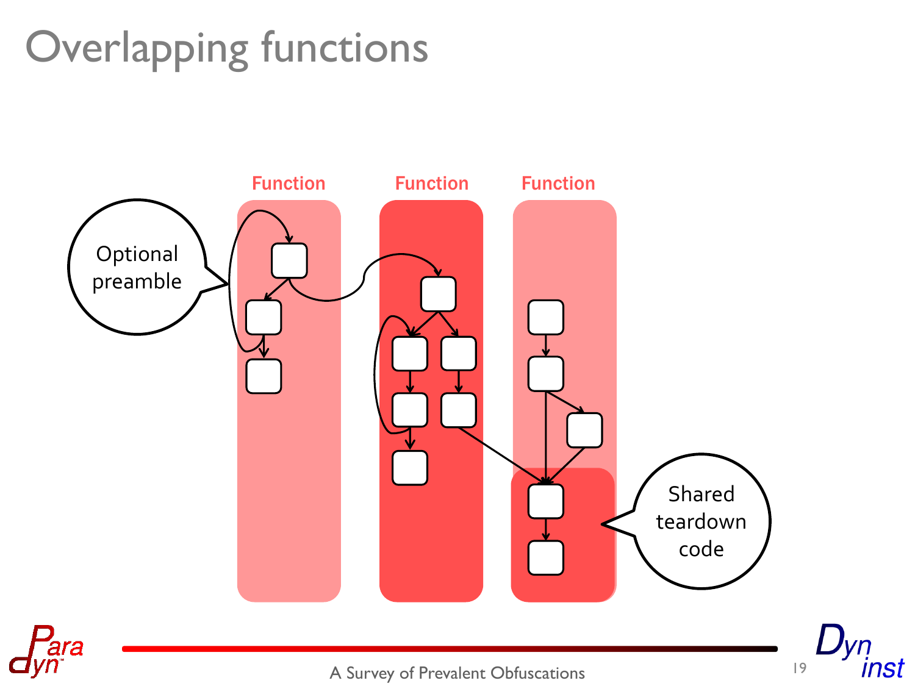# Overlapping functions

Function

Function

Function

Optional preamble

Shared teardown code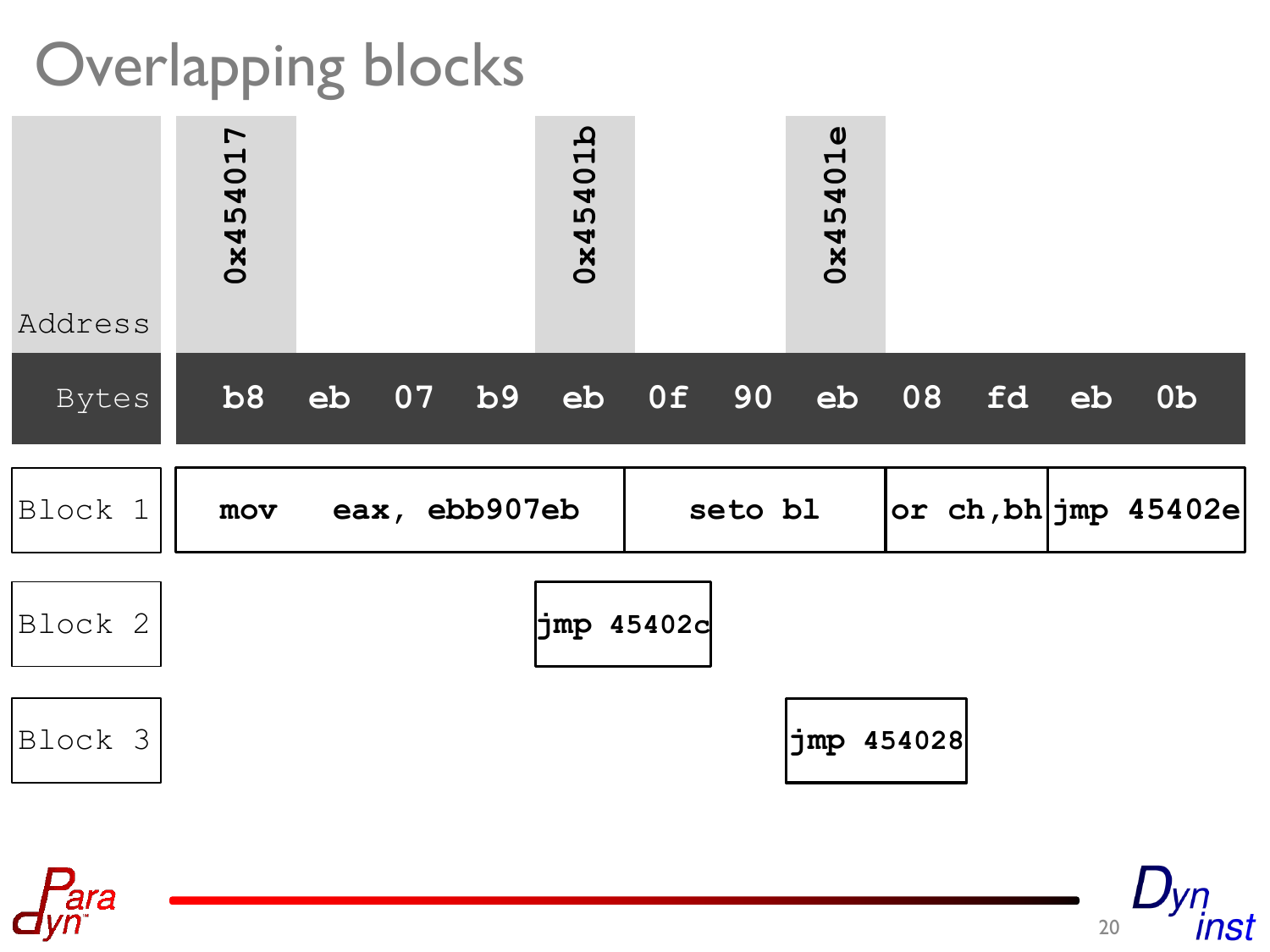# Overlapping blocks

| Address | 0x454017 | | | | 0x45401b | | | 0x45401e | | | | |
|---|---|---|---|---|---|---|---|---|---|---|---|---|
| Bytes | b8 | eb | 07 | b9 | eb | 0f | 90 | eb | 08 | fd | eb | 0b |
| Block 1 | mov eax, ebb907eb | | | | | seto bl | | | or ch,bh | | jmp 45402e | |
| Block 2 | | | | | jmp 45402c | | | | | | | |
| Block 3 | | | | | | | | jmp 454028 | | | | |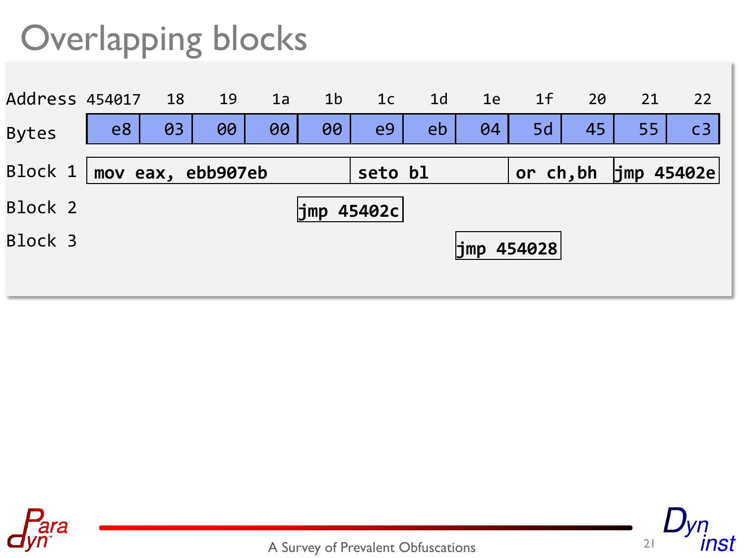# Overlapping blocks

| Address | 454017 | 18 | 19 | 1a | 1b | 1c | 1d | 1e | 1f | 20 | 21 | 22 |
|---|---|---|---|---|---|---|---|---|---|---|---|---|
| Bytes | e8 | 03 | 00 | 00 | 00 | e9 | eb | 04 | 5d | 45 | 55 | c3 |
| Block 1 | **mov eax, ebb907eb** | | | | | **seto bl** | | | **or ch,bh** | | **jmp 45402e** | |
| Block 2 | | | | | **jmp 45402c** | | | | | | | |
| Block 3 | | | | | | | | **jmp 454028** | | | | |

A Survey of Prevalent Obfuscations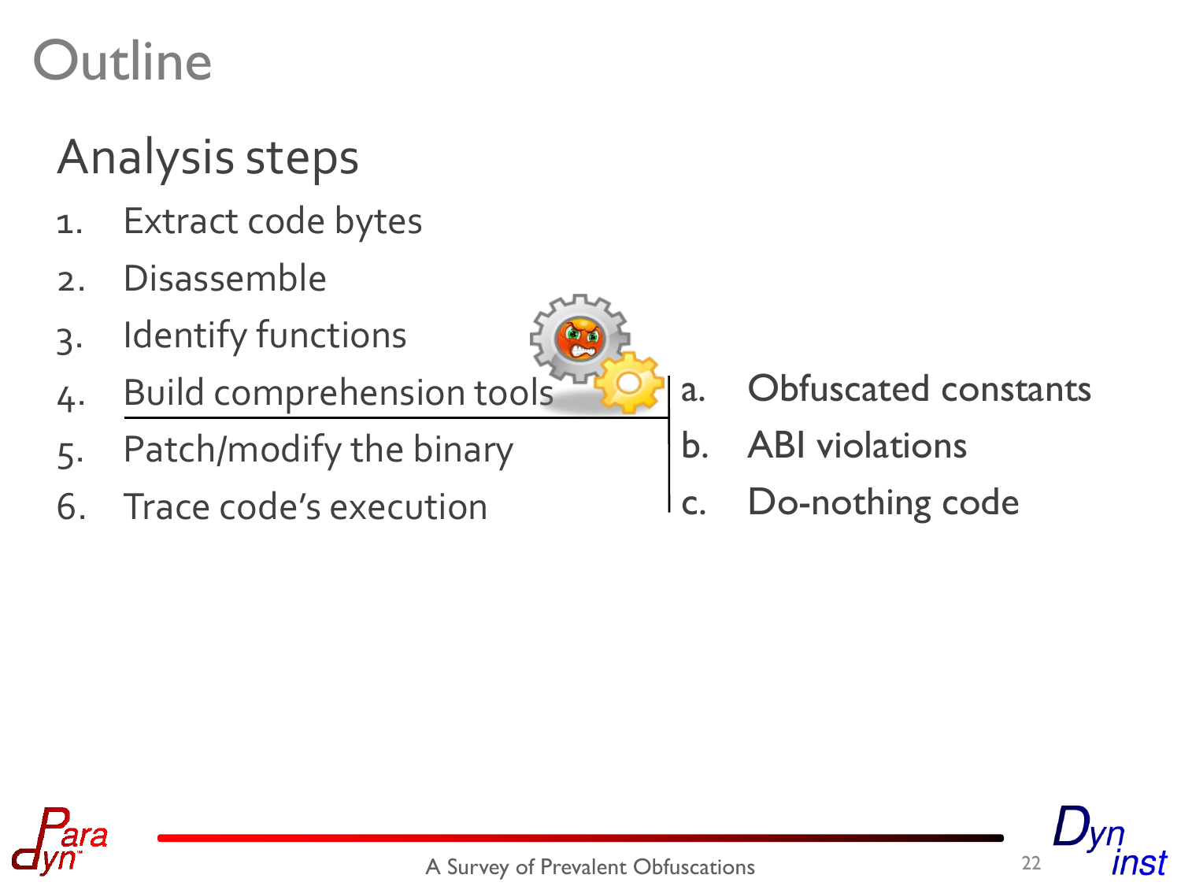# Outline

## Analysis steps

1. Extract code bytes
2. Disassemble
3. Identify functions
4. Build comprehension tools
   a. Obfuscated constants
   b. ABI violations
   c. Do-nothing code
5. Patch/modify the binary
6. Trace code's execution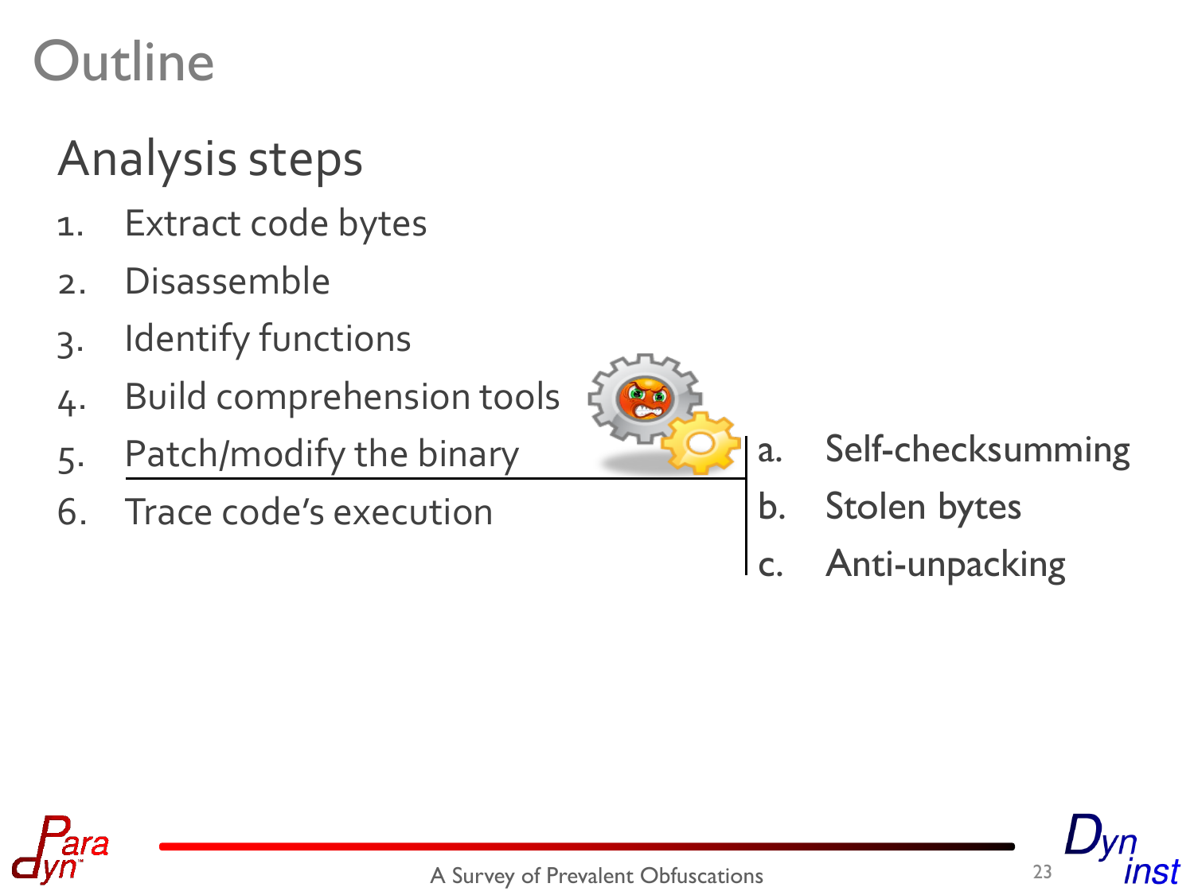# Outline

## Analysis steps

1. Extract code bytes
2. Disassemble
3. Identify functions
4. Build comprehension tools
5. Patch/modify the binary
   - a. Self-checksumming
   - b. Stolen bytes
   - c. Anti-unpacking
6. Trace code's execution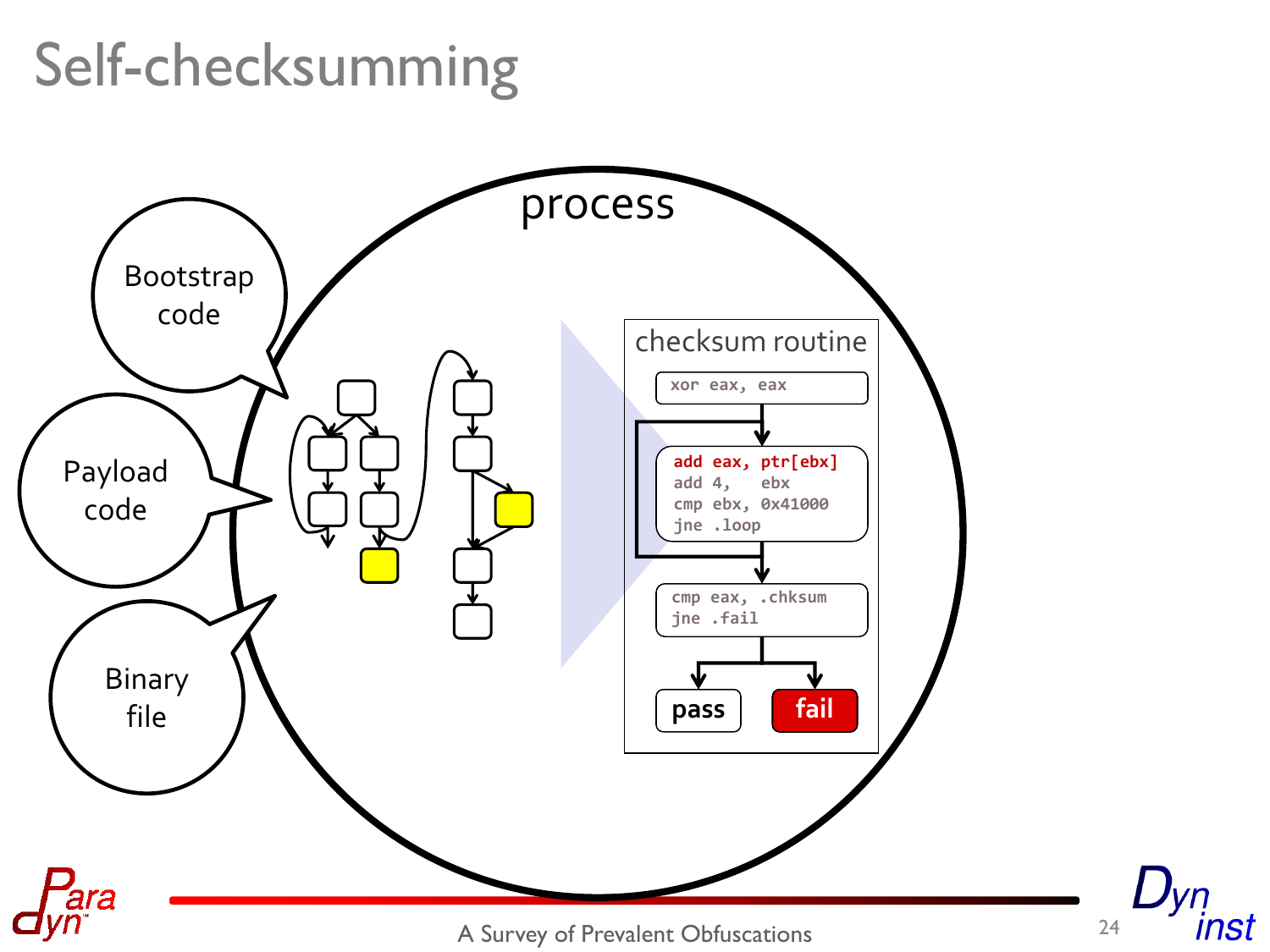# Self-checksumming

Bootstrap code

Payload code

Binary file

process

checksum routine

```
xor eax, eax
```

```
add eax, ptr[ebx]
add 4,    ebx
cmp ebx, 0x41000
jne .loop
```

```
cmp eax, .chksum
jne .fail
```

**pass** **fail**

A Survey of Prevalent Obfuscations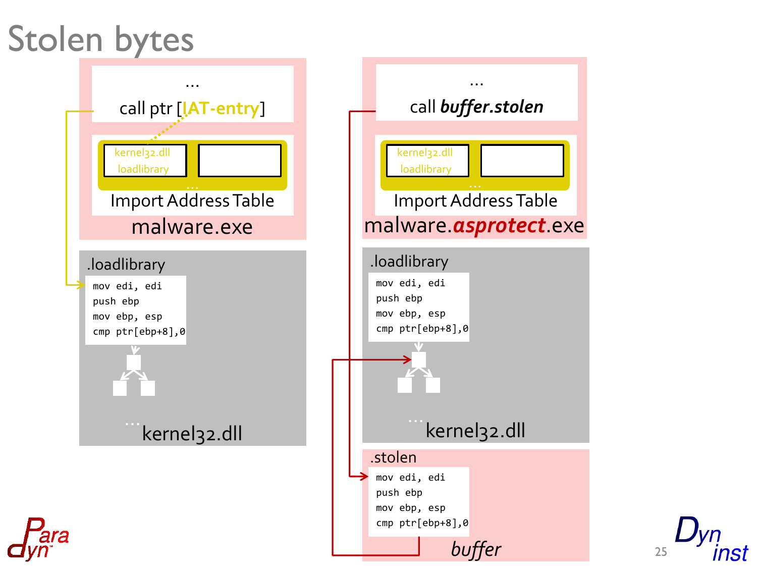# Stolen bytes

...

call ptr [IAT-entry]

kernel32.dll loadlibrary

...

Import Address Table

malware.exe

.loadlibrary

```
mov edi, edi
push ebp
mov ebp, esp
cmp ptr[ebp+8],0
```

...

kernel32.dll

...

call ***buffer.stolen***

kernel32.dll loadlibrary

...

Import Address Table

malware.***asprotect***.exe

.loadlibrary

```
mov edi, edi
push ebp
mov ebp, esp
cmp ptr[ebp+8],0
```

...

kernel32.dll

.stolen

```
mov edi, edi
push ebp
mov ebp, esp
cmp ptr[ebp+8],0
```

*buffer*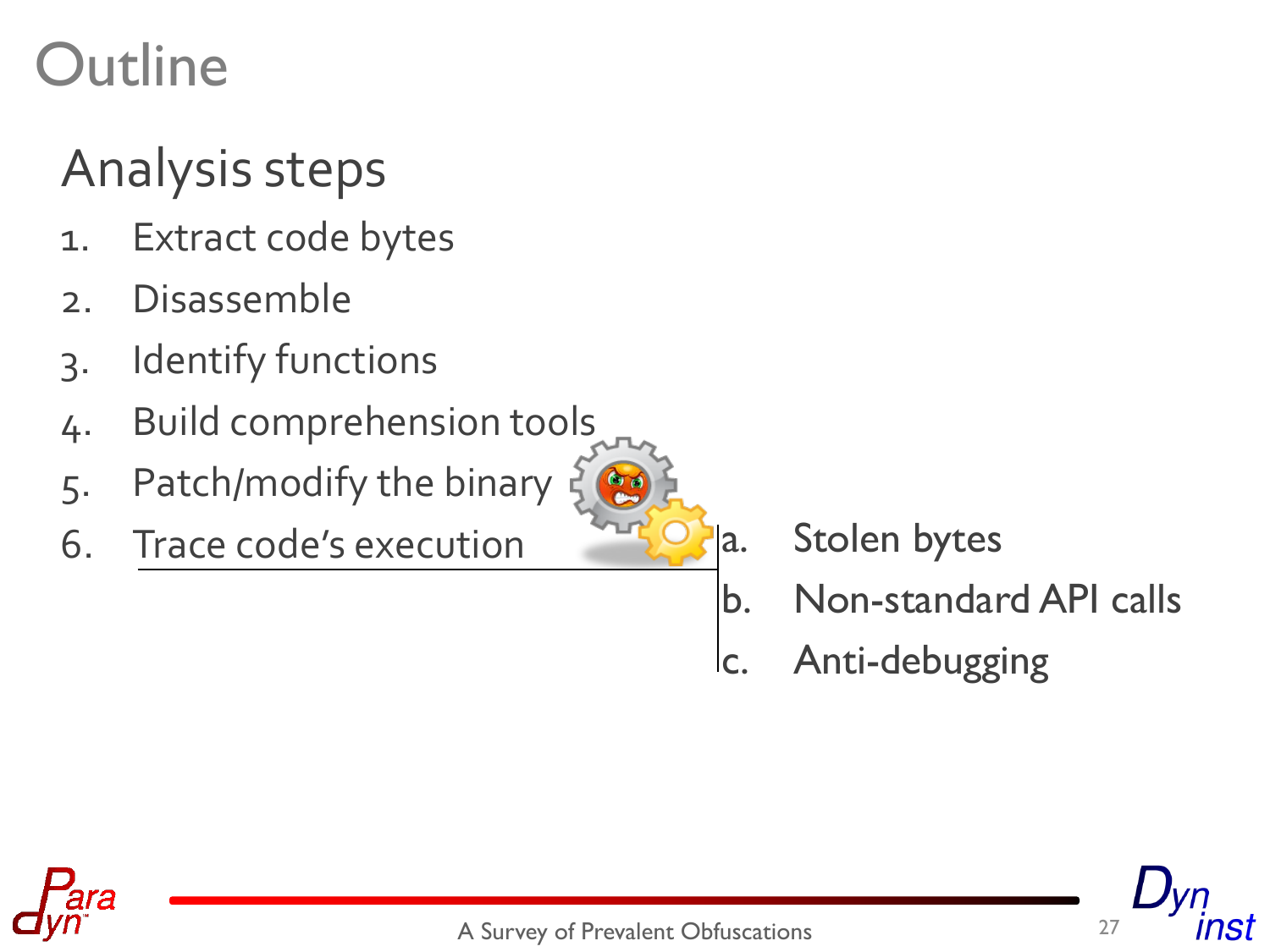# Outline

## Analysis steps

1. Extract code bytes
2. Disassemble
3. Identify functions
4. Build comprehension tools
5. Patch/modify the binary
6. Trace code's execution
   - a. Stolen bytes
   - b. Non-standard API calls
   - c. Anti-debugging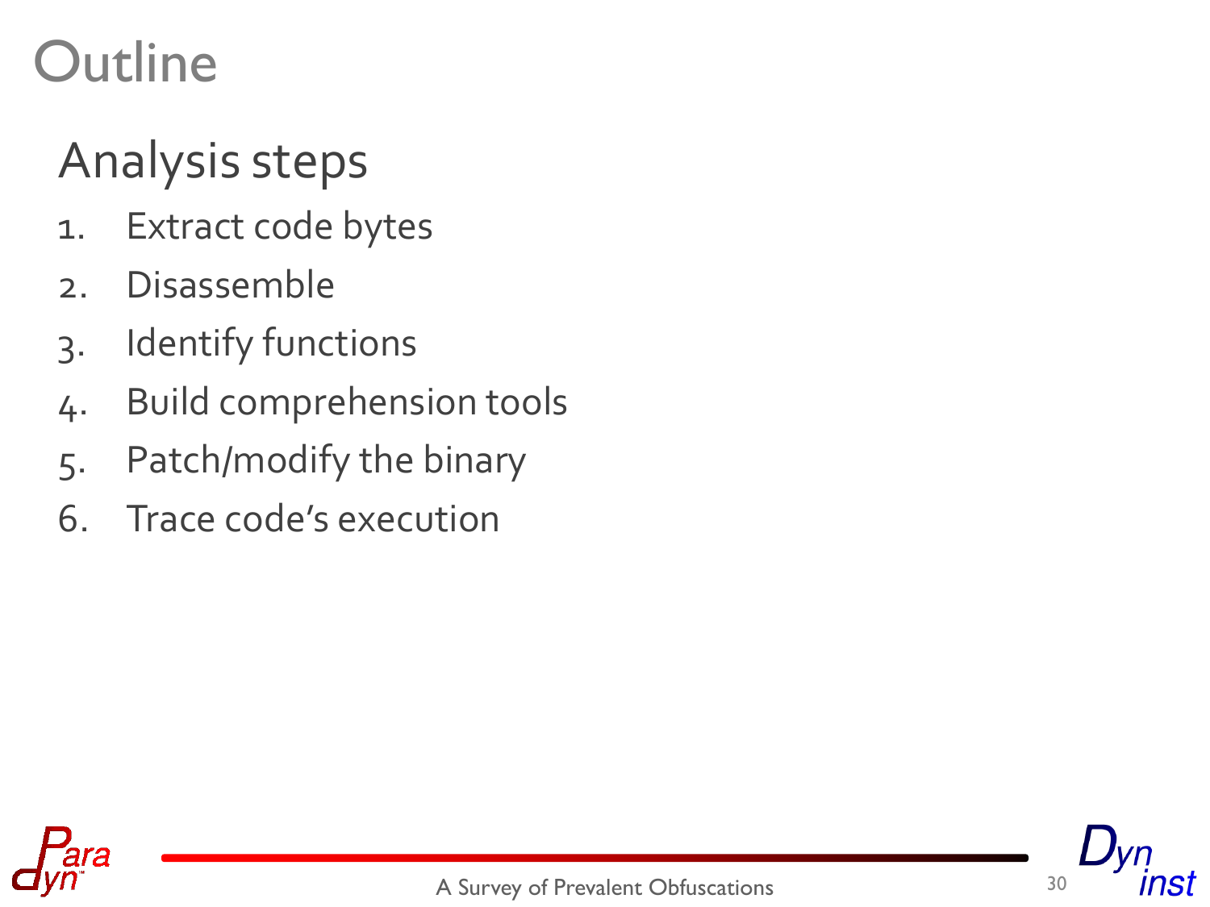# Outline

## Analysis steps

1. Extract code bytes
2. Disassemble
3. Identify functions
4. Build comprehension tools
5. Patch/modify the binary
6. Trace code's execution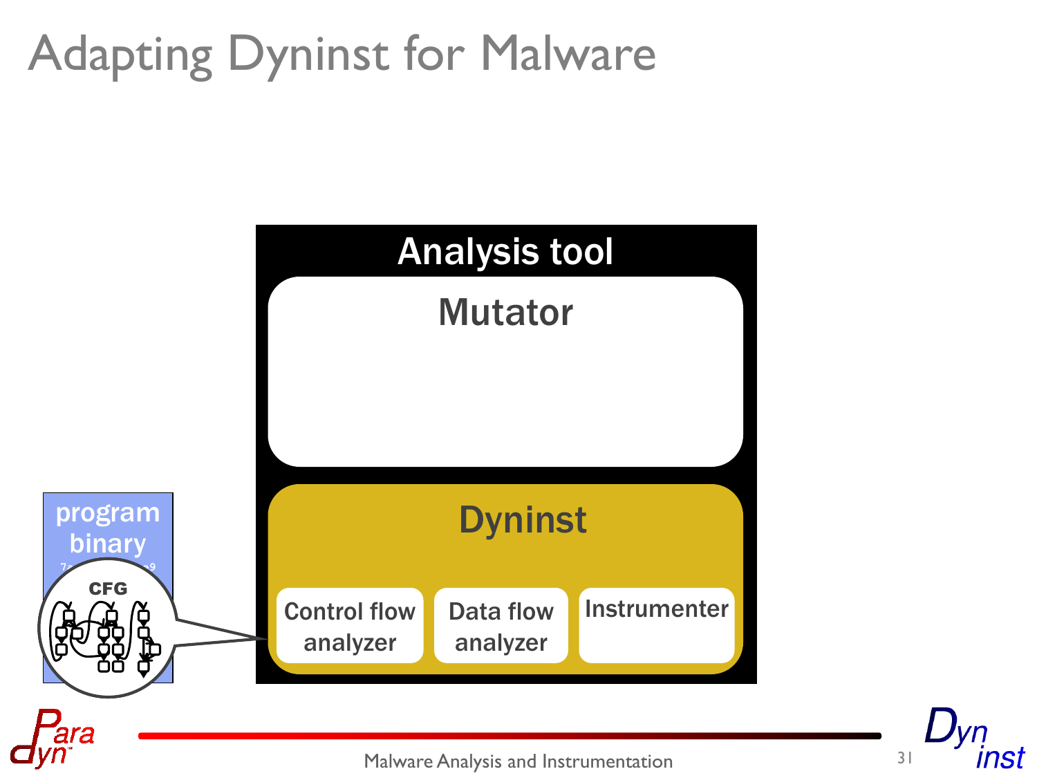# Adapting Dyninst for Malware

Analysis tool

Mutator

Dyninst

Control flow analyzer

Data flow analyzer

Instrumenter

program binary

CFG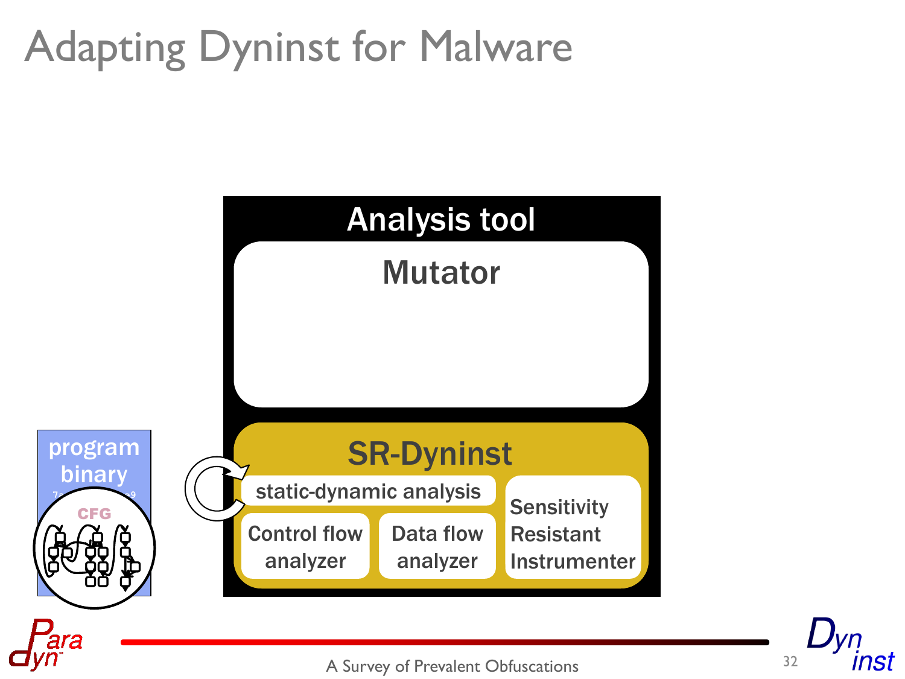# Adapting Dyninst for Malware

Analysis tool

Mutator

SR-Dyninst

static-dynamic analysis

Control flow analyzer

Data flow analyzer

Sensitivity Resistant Instrumenter

program binary

CFG